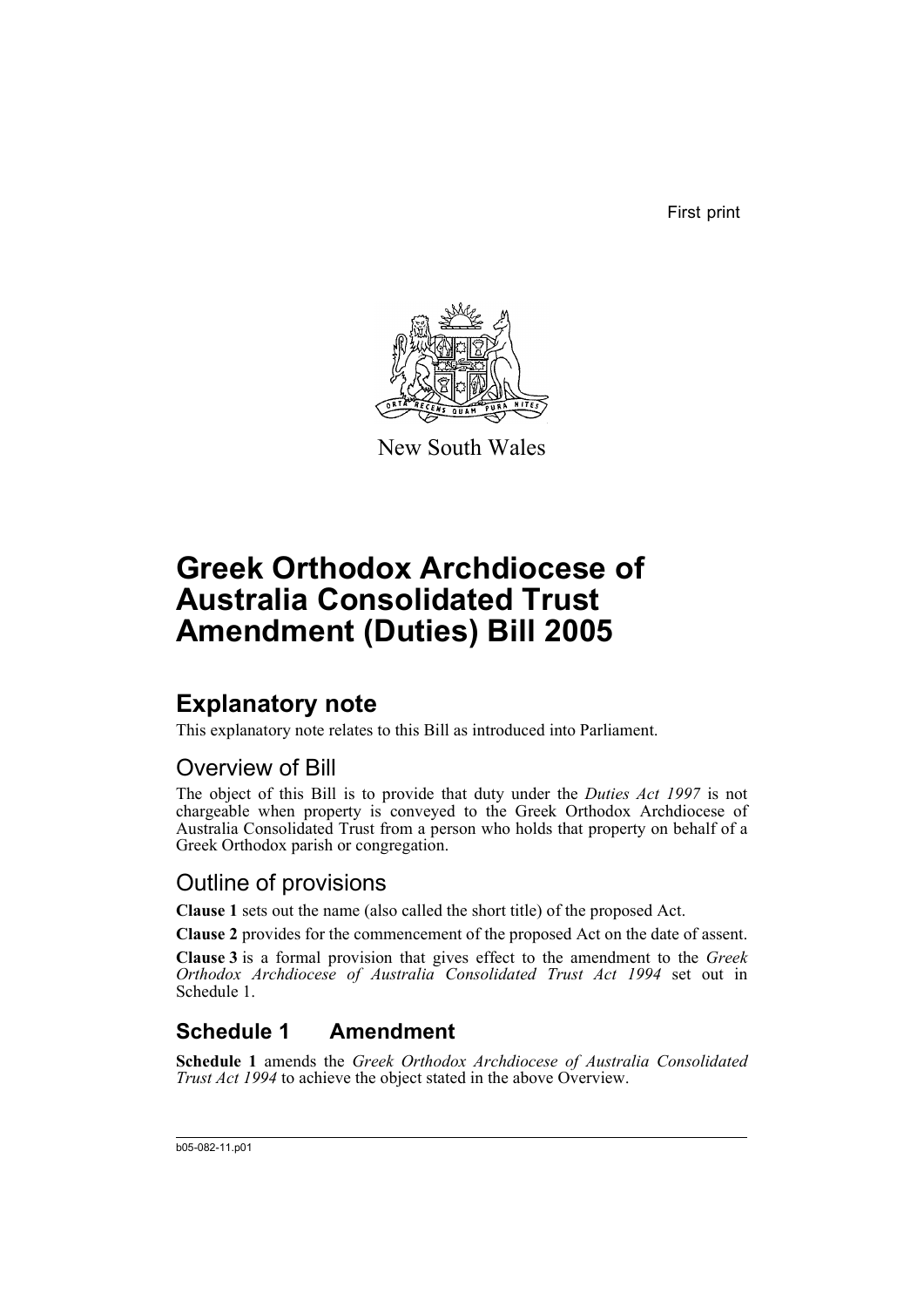First print

New South Wales

# Greek Orthodox Archdiocese of Australia Consolidated Trust Amendment (Duties) Bill 2005

## Explanatory note

This explanatory note relates to this Bill as introduced into Parliament.

### Overview of Bill

The object of this Bill is to provide that duty under the *Duties Act 1997* is not chargeable when property is conveyed to the Greek Orthodox Archdiocese of Australia Consolidated Trust from a person who holds that property on behalf of a Greek Orthodox parish or congregation.

### Outline of provisions

**Clause 1** sets out the name (also called the short title) of the proposed Act.

**Clause 2** provides for the commencement of the proposed Act on the date of assent.

**Clause 3** is a formal provision that gives effect to the amendment to the *Greek Orthodox Archdiocese of Australia Consolidated Trust Act 1994* set out in Schedule 1.

## Schedule 1 Amendment

**Schedule 1** amends the *Greek Orthodox Archdiocese of Australia Consolidated Trust Act 1994* to achieve the object stated in the above Overview.

b05-082-11.p01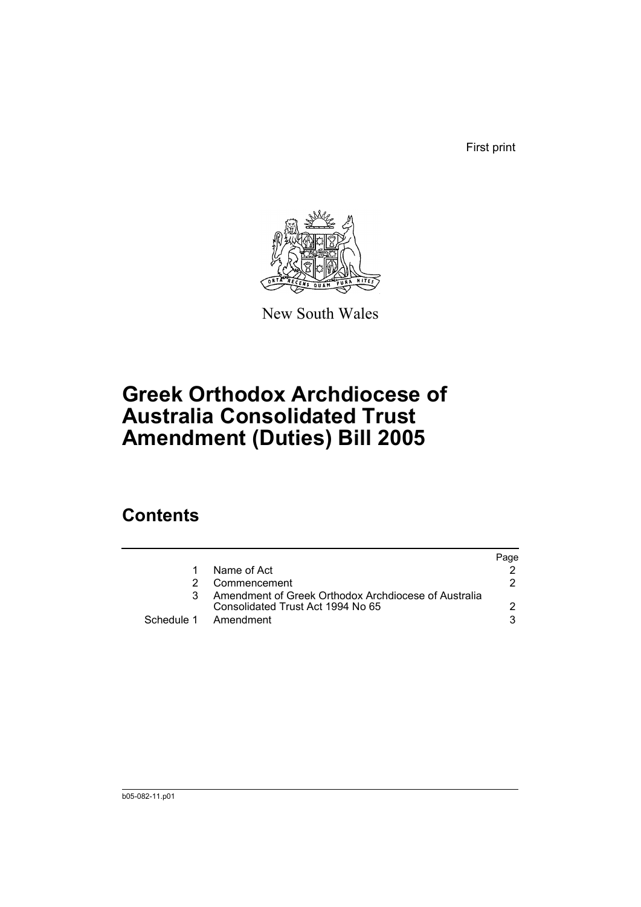First print

New South Wales

# Greek Orthodox Archdiocese of Australia Consolidated Trust Amendment (Duties) Bill 2005

## Contents

| | | Page |
|---|---|---|
| 1 | Name of Act | 2 |
| 2 | Commencement | 2 |
| 3 | Amendment of Greek Orthodox Archdiocese of Australia Consolidated Trust Act 1994 No 65 | 2 |
| Schedule 1 | Amendment | 3 |

b05-082-11.p01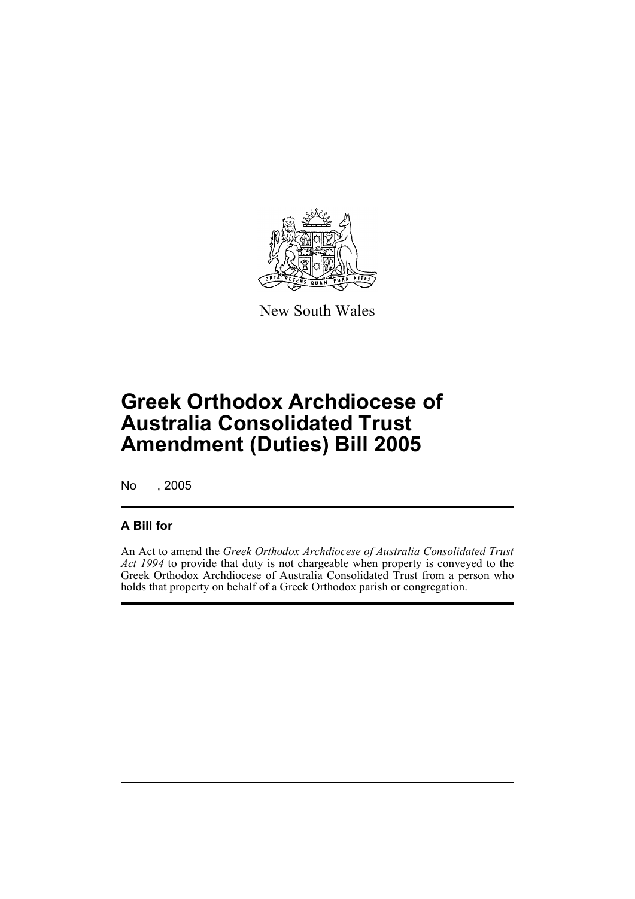New South Wales

# Greek Orthodox Archdiocese of Australia Consolidated Trust Amendment (Duties) Bill 2005

No , 2005

## A Bill for

An Act to amend the *Greek Orthodox Archdiocese of Australia Consolidated Trust Act 1994* to provide that duty is not chargeable when property is conveyed to the Greek Orthodox Archdiocese of Australia Consolidated Trust from a person who holds that property on behalf of a Greek Orthodox parish or congregation.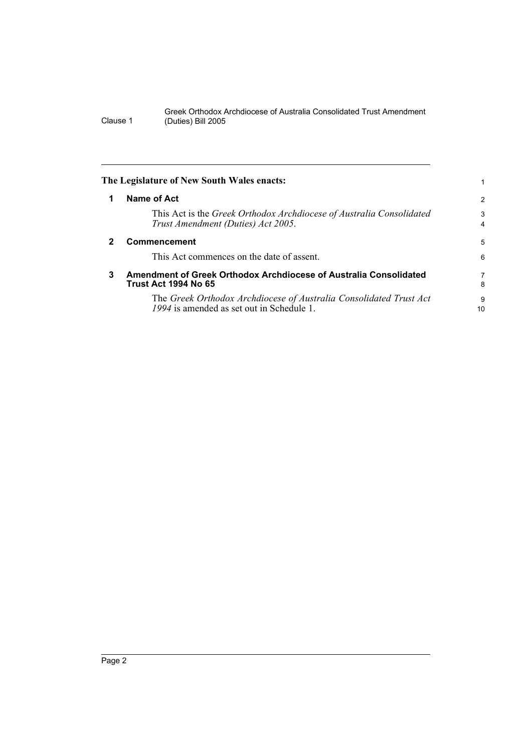**The Legislature of New South Wales enacts:**

## 1 Name of Act

This Act is the *Greek Orthodox Archdiocese of Australia Consolidated Trust Amendment (Duties) Act 2005*.

## 2 Commencement

This Act commences on the date of assent.

## 3 Amendment of Greek Orthodox Archdiocese of Australia Consolidated Trust Act 1994 No 65

The *Greek Orthodox Archdiocese of Australia Consolidated Trust Act 1994* is amended as set out in Schedule 1.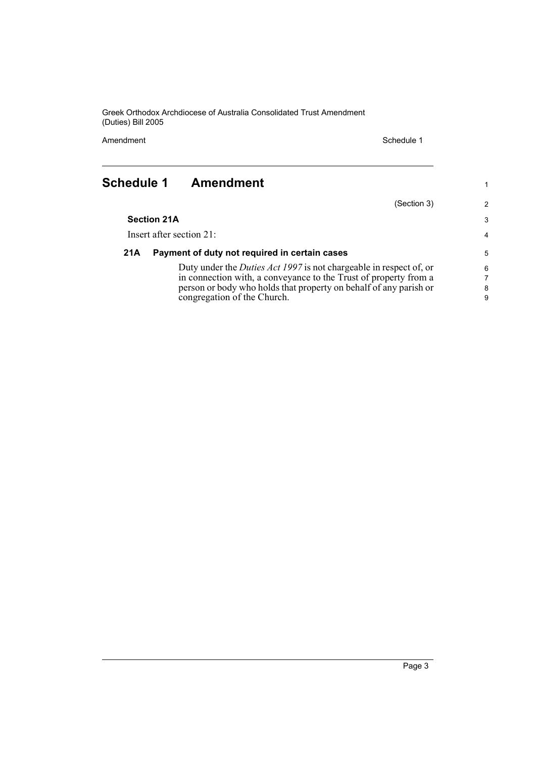## Schedule 1 Amendment

(Section 3)

**Section 21A**

Insert after section 21:

### 21A Payment of duty not required in certain cases

Duty under the *Duties Act 1997* is not chargeable in respect of, or in connection with, a conveyance to the Trust of property from a person or body who holds that property on behalf of any parish or congregation of the Church.